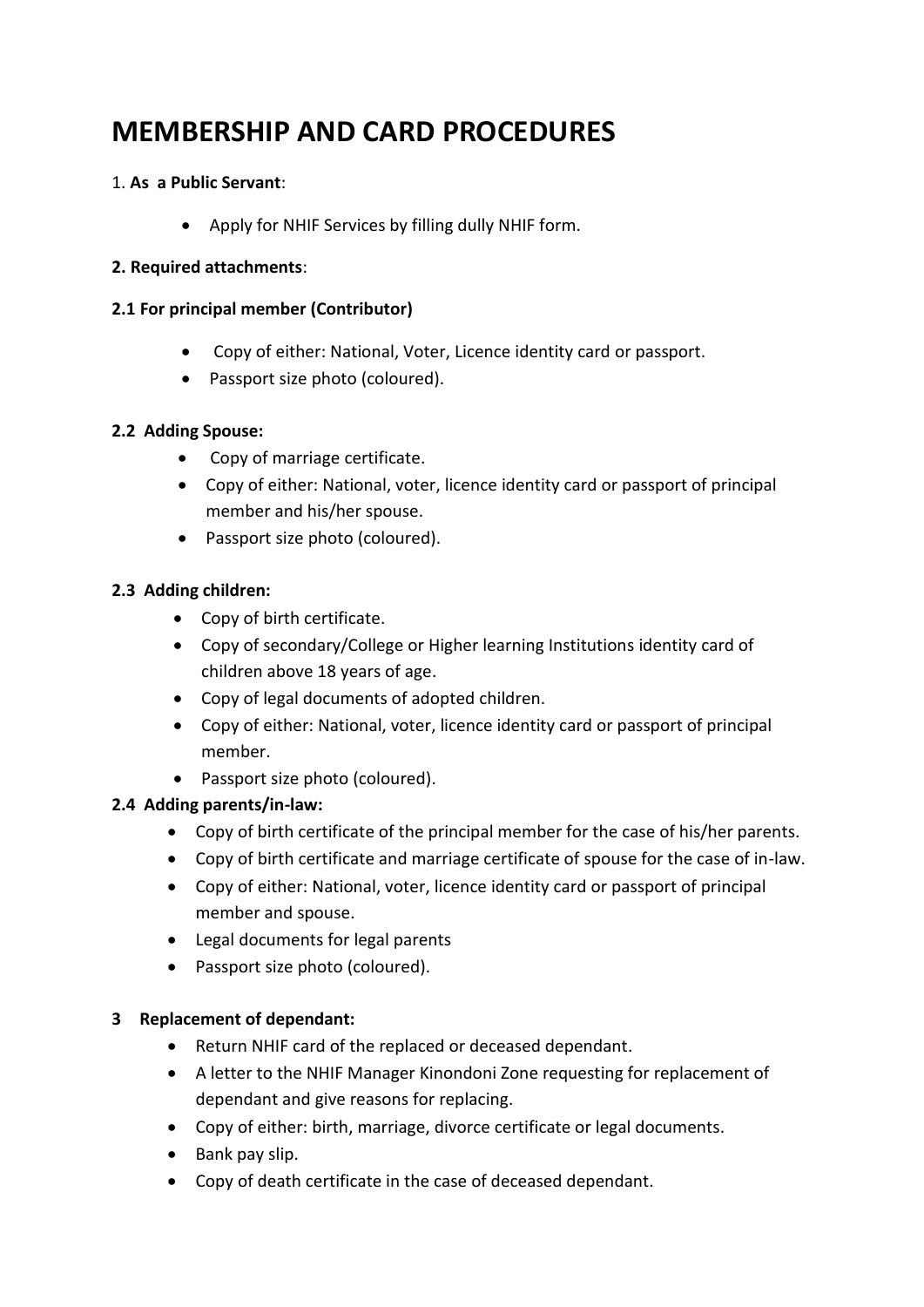# MEMBERSHIP AND CARD PROCEDURES

1. **As a Public Servant**:

- Apply for NHIF Services by filling dully NHIF form.

**2. Required attachments**:

**2.1 For principal member (Contributor)**

- Copy of either: National, Voter, Licence identity card or passport.
- Passport size photo (coloured).

**2.2 Adding Spouse:**

- Copy of marriage certificate.
- Copy of either: National, voter, licence identity card or passport of principal member and his/her spouse.
- Passport size photo (coloured).

**2.3 Adding children:**

- Copy of birth certificate.
- Copy of secondary/College or Higher learning Institutions identity card of children above 18 years of age.
- Copy of legal documents of adopted children.
- Copy of either: National, voter, licence identity card or passport of principal member.
- Passport size photo (coloured).

**2.4 Adding parents/in-law:**

- Copy of birth certificate of the principal member for the case of his/her parents.
- Copy of birth certificate and marriage certificate of spouse for the case of in-law.
- Copy of either: National, voter, licence identity card or passport of principal member and spouse.
- Legal documents for legal parents
- Passport size photo (coloured).

**3 Replacement of dependant:**

- Return NHIF card of the replaced or deceased dependant.
- A letter to the NHIF Manager Kinondoni Zone requesting for replacement of dependant and give reasons for replacing.
- Copy of either: birth, marriage, divorce certificate or legal documents.
- Bank pay slip.
- Copy of death certificate in the case of deceased dependant.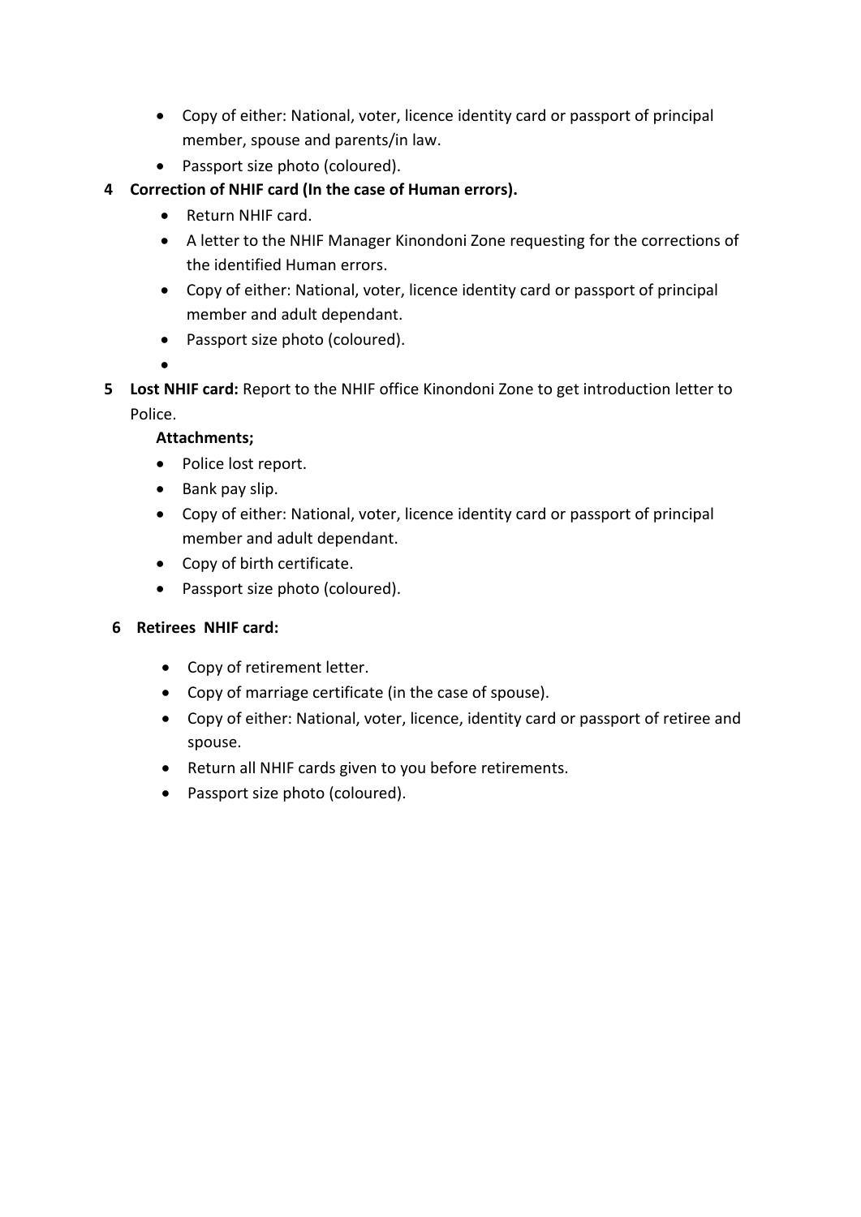- Copy of either: National, voter, licence identity card or passport of principal member, spouse and parents/in law.
- Passport size photo (coloured).

**4 Correction of NHIF card (In the case of Human errors).**

- Return NHIF card.
- A letter to the NHIF Manager Kinondoni Zone requesting for the corrections of the identified Human errors.
- Copy of either: National, voter, licence identity card or passport of principal member and adult dependant.
- Passport size photo (coloured).
-

**5 Lost NHIF card:** Report to the NHIF office Kinondoni Zone to get introduction letter to Police.

**Attachments;**

- Police lost report.
- Bank pay slip.
- Copy of either: National, voter, licence identity card or passport of principal member and adult dependant.
- Copy of birth certificate.
- Passport size photo (coloured).

**6 Retirees NHIF card:**

- Copy of retirement letter.
- Copy of marriage certificate (in the case of spouse).
- Copy of either: National, voter, licence, identity card or passport of retiree and spouse.
- Return all NHIF cards given to you before retirements.
- Passport size photo (coloured).